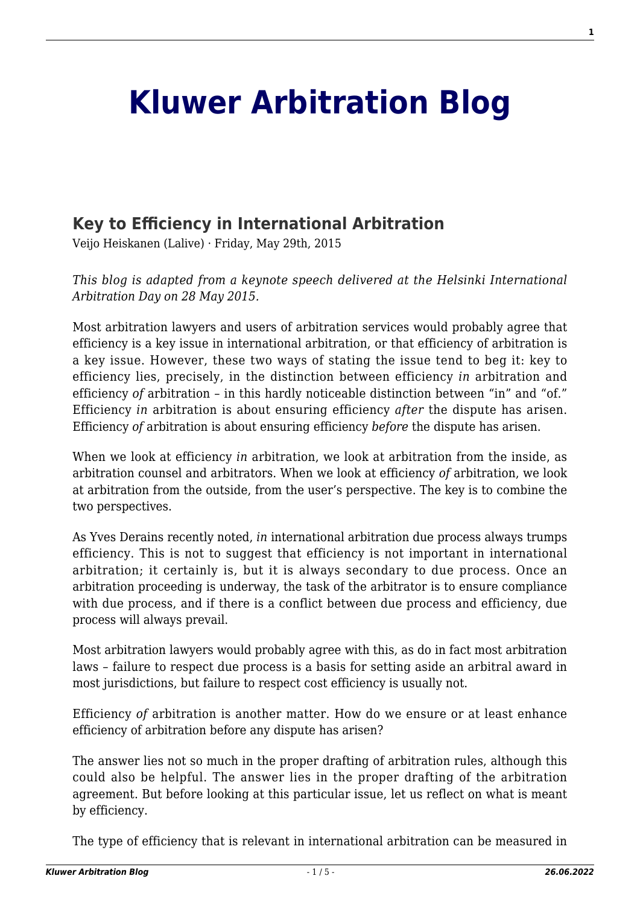# Kluwer Arbitration Blog

## Key to Efficiency in International Arbitration

Veijo Heiskanen (Lalive) · Friday, May 29th, 2015

*This blog is adapted from a keynote speech delivered at the Helsinki International Arbitration Day on 28 May 2015.*

Most arbitration lawyers and users of arbitration services would probably agree that efficiency is a key issue in international arbitration, or that efficiency of arbitration is a key issue. However, these two ways of stating the issue tend to beg it: key to efficiency lies, precisely, in the distinction between efficiency *in* arbitration and efficiency *of* arbitration – in this hardly noticeable distinction between "in" and "of." Efficiency *in* arbitration is about ensuring efficiency *after* the dispute has arisen. Efficiency *of* arbitration is about ensuring efficiency *before* the dispute has arisen.

When we look at efficiency *in* arbitration, we look at arbitration from the inside, as arbitration counsel and arbitrators. When we look at efficiency *of* arbitration, we look at arbitration from the outside, from the user's perspective. The key is to combine the two perspectives.

As Yves Derains recently noted, *in* international arbitration due process always trumps efficiency. This is not to suggest that efficiency is not important in international arbitration; it certainly is, but it is always secondary to due process. Once an arbitration proceeding is underway, the task of the arbitrator is to ensure compliance with due process, and if there is a conflict between due process and efficiency, due process will always prevail.

Most arbitration lawyers would probably agree with this, as do in fact most arbitration laws – failure to respect due process is a basis for setting aside an arbitral award in most jurisdictions, but failure to respect cost efficiency is usually not.

Efficiency *of* arbitration is another matter. How do we ensure or at least enhance efficiency of arbitration before any dispute has arisen?

The answer lies not so much in the proper drafting of arbitration rules, although this could also be helpful. The answer lies in the proper drafting of the arbitration agreement. But before looking at this particular issue, let us reflect on what is meant by efficiency.

The type of efficiency that is relevant in international arbitration can be measured in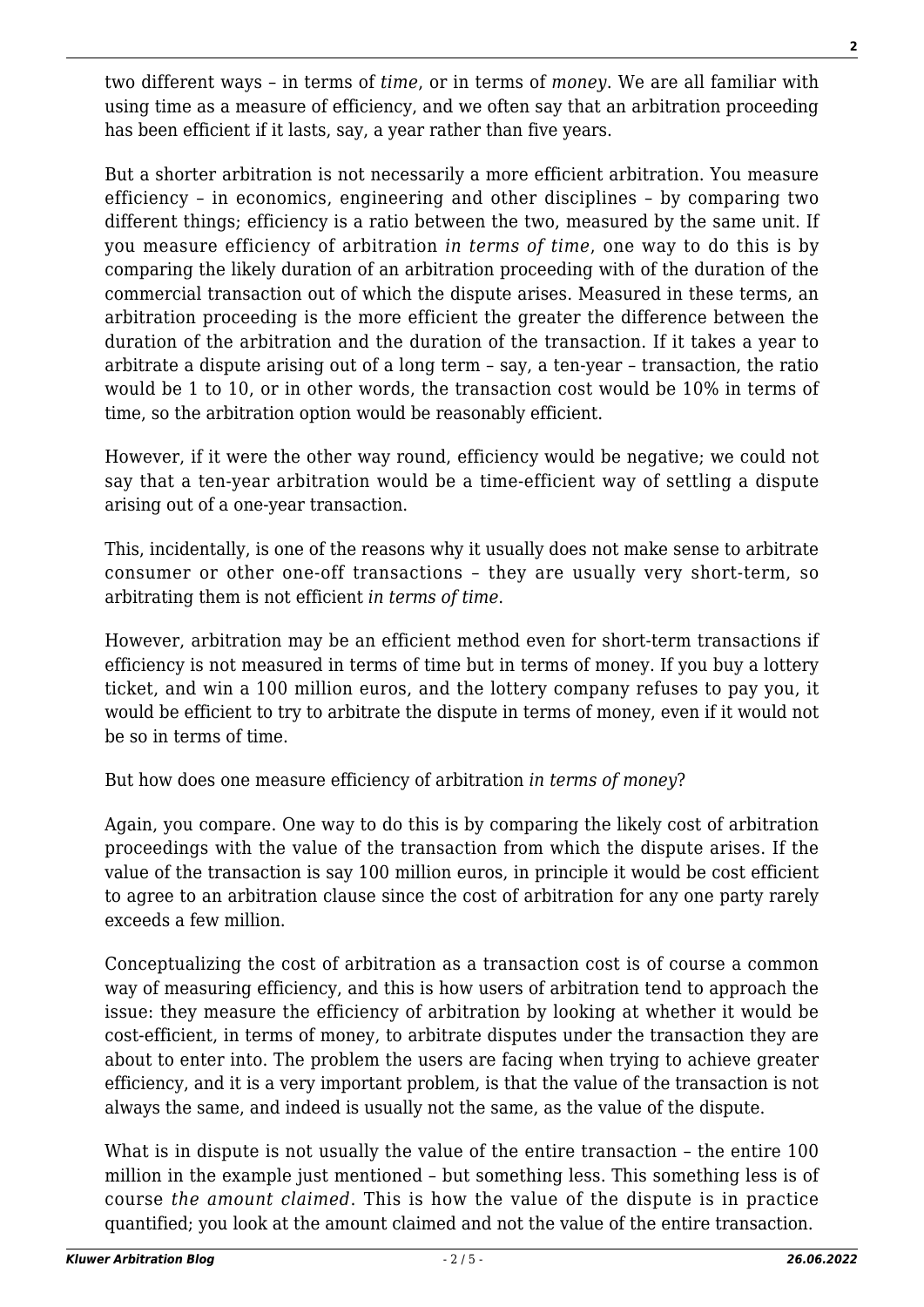two different ways – in terms of *time*, or in terms of *money*. We are all familiar with using time as a measure of efficiency, and we often say that an arbitration proceeding has been efficient if it lasts, say, a year rather than five years.

But a shorter arbitration is not necessarily a more efficient arbitration. You measure efficiency – in economics, engineering and other disciplines – by comparing two different things; efficiency is a ratio between the two, measured by the same unit. If you measure efficiency of arbitration *in terms of time*, one way to do this is by comparing the likely duration of an arbitration proceeding with of the duration of the commercial transaction out of which the dispute arises. Measured in these terms, an arbitration proceeding is the more efficient the greater the difference between the duration of the arbitration and the duration of the transaction. If it takes a year to arbitrate a dispute arising out of a long term – say, a ten-year – transaction, the ratio would be 1 to 10, or in other words, the transaction cost would be 10% in terms of time, so the arbitration option would be reasonably efficient.

However, if it were the other way round, efficiency would be negative; we could not say that a ten-year arbitration would be a time-efficient way of settling a dispute arising out of a one-year transaction.

This, incidentally, is one of the reasons why it usually does not make sense to arbitrate consumer or other one-off transactions – they are usually very short-term, so arbitrating them is not efficient *in terms of time*.

However, arbitration may be an efficient method even for short-term transactions if efficiency is not measured in terms of time but in terms of money. If you buy a lottery ticket, and win a 100 million euros, and the lottery company refuses to pay you, it would be efficient to try to arbitrate the dispute in terms of money, even if it would not be so in terms of time.

But how does one measure efficiency of arbitration *in terms of money*?

Again, you compare. One way to do this is by comparing the likely cost of arbitration proceedings with the value of the transaction from which the dispute arises. If the value of the transaction is say 100 million euros, in principle it would be cost efficient to agree to an arbitration clause since the cost of arbitration for any one party rarely exceeds a few million.

Conceptualizing the cost of arbitration as a transaction cost is of course a common way of measuring efficiency, and this is how users of arbitration tend to approach the issue: they measure the efficiency of arbitration by looking at whether it would be cost-efficient, in terms of money, to arbitrate disputes under the transaction they are about to enter into. The problem the users are facing when trying to achieve greater efficiency, and it is a very important problem, is that the value of the transaction is not always the same, and indeed is usually not the same, as the value of the dispute.

What is in dispute is not usually the value of the entire transaction – the entire 100 million in the example just mentioned – but something less. This something less is of course *the amount claimed*. This is how the value of the dispute is in practice quantified; you look at the amount claimed and not the value of the entire transaction.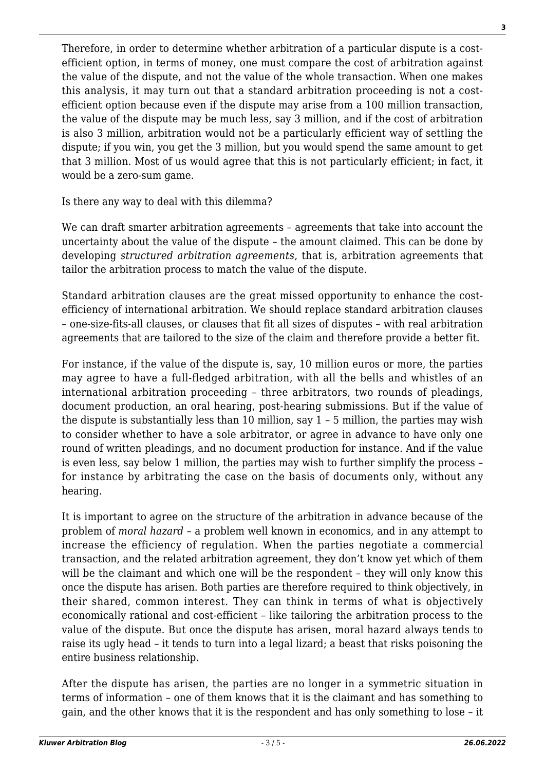Therefore, in order to determine whether arbitration of a particular dispute is a cost-efficient option, in terms of money, one must compare the cost of arbitration against the value of the dispute, and not the value of the whole transaction. When one makes this analysis, it may turn out that a standard arbitration proceeding is not a cost-efficient option because even if the dispute may arise from a 100 million transaction, the value of the dispute may be much less, say 3 million, and if the cost of arbitration is also 3 million, arbitration would not be a particularly efficient way of settling the dispute; if you win, you get the 3 million, but you would spend the same amount to get that 3 million. Most of us would agree that this is not particularly efficient; in fact, it would be a zero-sum game.

Is there any way to deal with this dilemma?

We can draft smarter arbitration agreements – agreements that take into account the uncertainty about the value of the dispute – the amount claimed. This can be done by developing *structured arbitration agreements*, that is, arbitration agreements that tailor the arbitration process to match the value of the dispute.

Standard arbitration clauses are the great missed opportunity to enhance the cost-efficiency of international arbitration. We should replace standard arbitration clauses – one-size-fits-all clauses, or clauses that fit all sizes of disputes – with real arbitration agreements that are tailored to the size of the claim and therefore provide a better fit.

For instance, if the value of the dispute is, say, 10 million euros or more, the parties may agree to have a full-fledged arbitration, with all the bells and whistles of an international arbitration proceeding – three arbitrators, two rounds of pleadings, document production, an oral hearing, post-hearing submissions. But if the value of the dispute is substantially less than 10 million, say 1 – 5 million, the parties may wish to consider whether to have a sole arbitrator, or agree in advance to have only one round of written pleadings, and no document production for instance. And if the value is even less, say below 1 million, the parties may wish to further simplify the process – for instance by arbitrating the case on the basis of documents only, without any hearing.

It is important to agree on the structure of the arbitration in advance because of the problem of *moral hazard* – a problem well known in economics, and in any attempt to increase the efficiency of regulation. When the parties negotiate a commercial transaction, and the related arbitration agreement, they don't know yet which of them will be the claimant and which one will be the respondent – they will only know this once the dispute has arisen. Both parties are therefore required to think objectively, in their shared, common interest. They can think in terms of what is objectively economically rational and cost-efficient – like tailoring the arbitration process to the value of the dispute. But once the dispute has arisen, moral hazard always tends to raise its ugly head – it tends to turn into a legal lizard; a beast that risks poisoning the entire business relationship.

After the dispute has arisen, the parties are no longer in a symmetric situation in terms of information – one of them knows that it is the claimant and has something to gain, and the other knows that it is the respondent and has only something to lose – it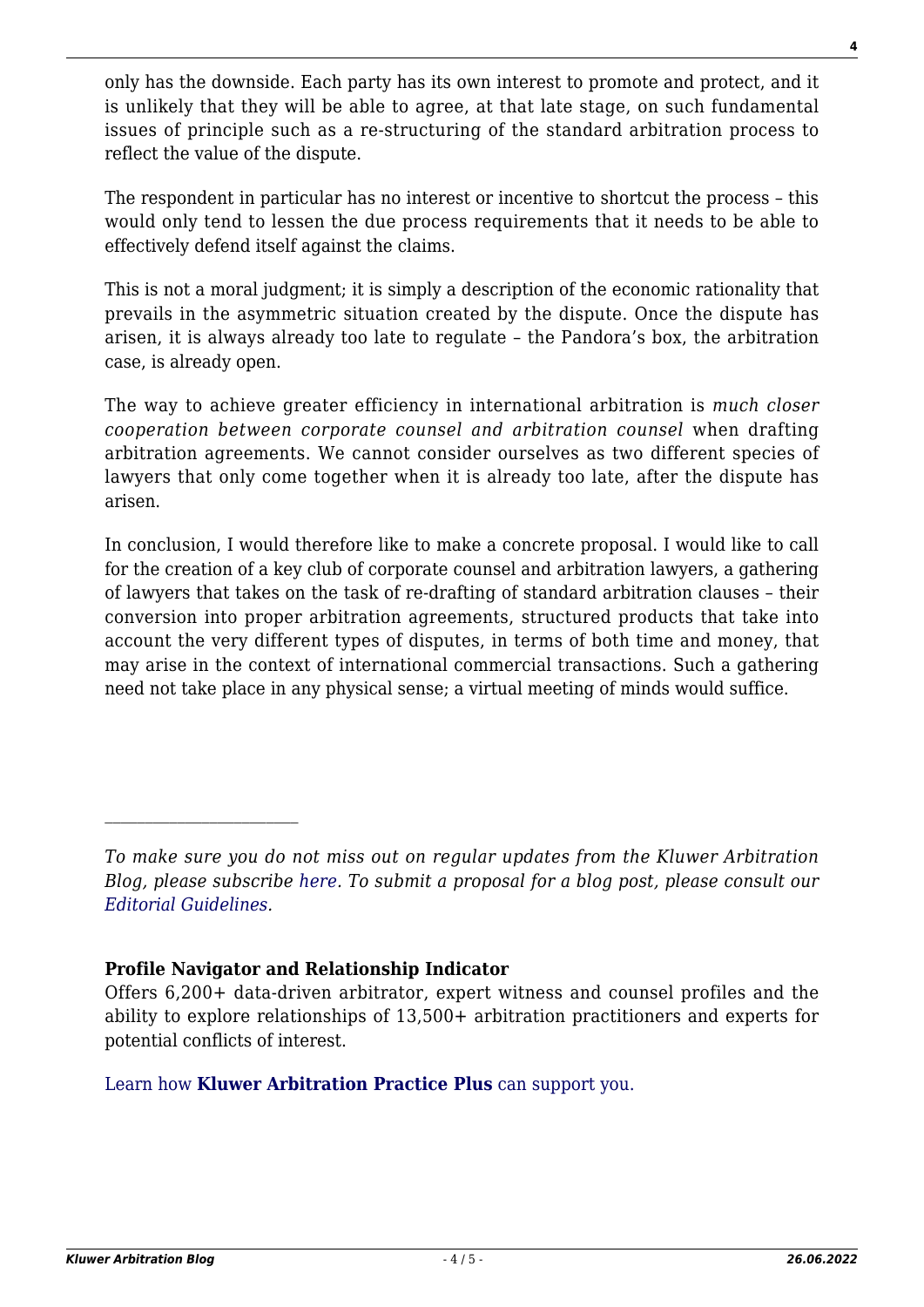only has the downside. Each party has its own interest to promote and protect, and it is unlikely that they will be able to agree, at that late stage, on such fundamental issues of principle such as a re-structuring of the standard arbitration process to reflect the value of the dispute.

The respondent in particular has no interest or incentive to shortcut the process – this would only tend to lessen the due process requirements that it needs to be able to effectively defend itself against the claims.

This is not a moral judgment; it is simply a description of the economic rationality that prevails in the asymmetric situation created by the dispute. Once the dispute has arisen, it is always already too late to regulate – the Pandora's box, the arbitration case, is already open.

The way to achieve greater efficiency in international arbitration is *much closer cooperation between corporate counsel and arbitration counsel* when drafting arbitration agreements. We cannot consider ourselves as two different species of lawyers that only come together when it is already too late, after the dispute has arisen.

In conclusion, I would therefore like to make a concrete proposal. I would like to call for the creation of a key club of corporate counsel and arbitration lawyers, a gathering of lawyers that takes on the task of re-drafting of standard arbitration clauses – their conversion into proper arbitration agreements, structured products that take into account the very different types of disputes, in terms of both time and money, that may arise in the context of international commercial transactions. Such a gathering need not take place in any physical sense; a virtual meeting of minds would suffice.

---

*To make sure you do not miss out on regular updates from the Kluwer Arbitration Blog, please subscribe here. To submit a proposal for a blog post, please consult our Editorial Guidelines.*

**Profile Navigator and Relationship Indicator**

Offers 6,200+ data-driven arbitrator, expert witness and counsel profiles and the ability to explore relationships of 13,500+ arbitration practitioners and experts for potential conflicts of interest.

Learn how **Kluwer Arbitration Practice Plus** can support you.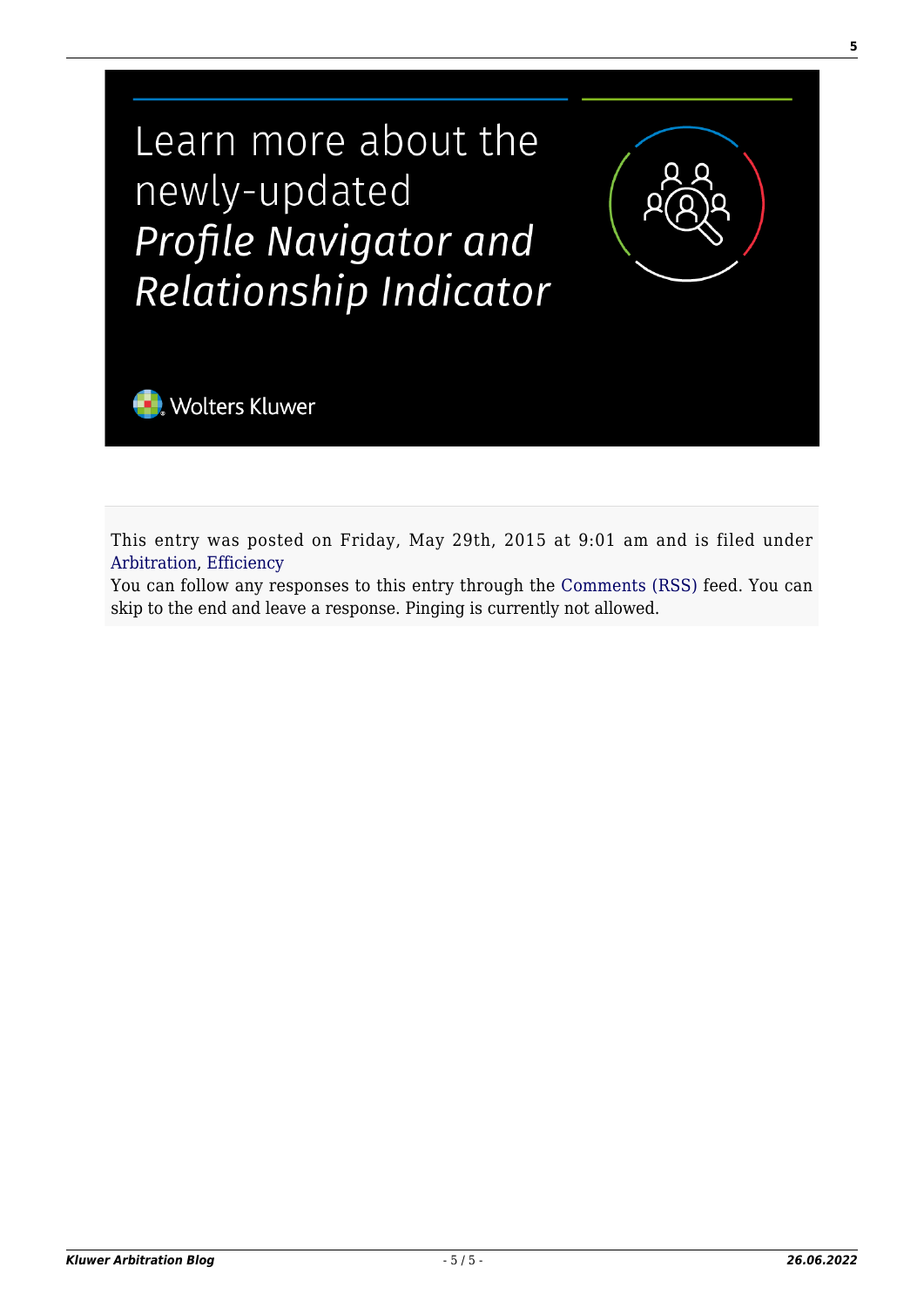Learn more about the newly-updated *Profile Navigator and Relationship Indicator*

Wolters Kluwer

This entry was posted on Friday, May 29th, 2015 at 9:01 am and is filed under Arbitration, Efficiency

You can follow any responses to this entry through the Comments (RSS) feed. You can skip to the end and leave a response. Pinging is currently not allowed.